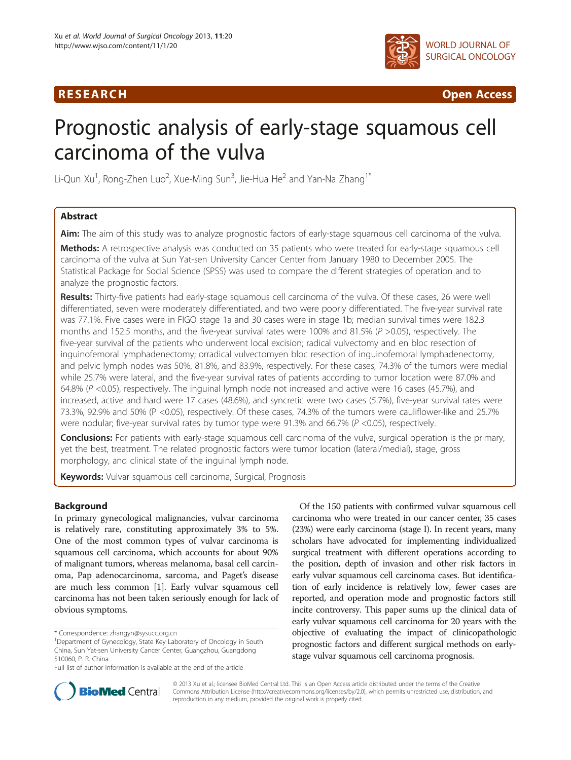**RESEARCH** **Open Access**

# Prognostic analysis of early-stage squamous cell carcinoma of the vulva

Li-Qun Xu[1], Rong-Zhen Luo[2], Xue-Ming Sun[3], Jie-Hua He[2] and Yan-Na Zhang[1*]

## Abstract

**Aim:** The aim of this study was to analyze prognostic factors of early-stage squamous cell carcinoma of the vulva.

**Methods:** A retrospective analysis was conducted on 35 patients who were treated for early-stage squamous cell carcinoma of the vulva at Sun Yat-sen University Cancer Center from January 1980 to December 2005. The Statistical Package for Social Science (SPSS) was used to compare the different strategies of operation and to analyze the prognostic factors.

**Results:** Thirty-five patients had early-stage squamous cell carcinoma of the vulva. Of these cases, 26 were well differentiated, seven were moderately differentiated, and two were poorly differentiated. The five-year survival rate was 77.1%. Five cases were in FIGO stage 1a and 30 cases were in stage 1b; median survival times were 182.3 months and 152.5 months, and the five-year survival rates were 100% and 81.5% ($P$ >0.05), respectively. The five-year survival of the patients who underwent local excision; radical vulvectomy and en bloc resection of inguinofemoral lymphadenectomy; orradical vulvectomyen bloc resection of inguinofemoral lymphadenectomy, and pelvic lymph nodes was 50%, 81.8%, and 83.9%, respectively. For these cases, 74.3% of the tumors were medial while 25.7% were lateral, and the five-year survival rates of patients according to tumor location were 87.0% and 64.8% ($P$ <0.05), respectively. The inguinal lymph node not increased and active were 16 cases (45.7%), and increased, active and hard were 17 cases (48.6%), and syncretic were two cases (5.7%), five-year survival rates were 73.3%, 92.9% and 50% (P <0.05), respectively. Of these cases, 74.3% of the tumors were cauliflower-like and 25.7% were nodular; five-year survival rates by tumor type were 91.3% and 66.7% ($P$ <0.05), respectively.

**Conclusions:** For patients with early-stage squamous cell carcinoma of the vulva, surgical operation is the primary, yet the best, treatment. The related prognostic factors were tumor location (lateral/medial), stage, gross morphology, and clinical state of the inguinal lymph node.

**Keywords:** Vulvar squamous cell carcinoma, Surgical, Prognosis

## Background

In primary gynecological malignancies, vulvar carcinoma is relatively rare, constituting approximately 3% to 5%. One of the most common types of vulvar carcinoma is squamous cell carcinoma, which accounts for about 90% of malignant tumors, whereas melanoma, basal cell carcinoma, Pap adenocarcinoma, sarcoma, and Paget's disease are much less common [1]. Early vulvar squamous cell carcinoma has not been taken seriously enough for lack of obvious symptoms.

Of the 150 patients with confirmed vulvar squamous cell carcinoma who were treated in our cancer center, 35 cases (23%) were early carcinoma (stage I). In recent years, many scholars have advocated for implementing individualized surgical treatment with different operations according to the position, depth of invasion and other risk factors in early vulvar squamous cell carcinoma cases. But identification of early incidence is relatively low, fewer cases are reported, and operation mode and prognostic factors still incite controversy. This paper sums up the clinical data of early vulvar squamous cell carcinoma for 20 years with the objective of evaluating the impact of clinicopathologic prognostic factors and different surgical methods on early-stage vulvar squamous cell carcinoma prognosis.

\* Correspondence: zhangyn@sysucc.org.cn
[1]Department of Gynecology, State Key Laboratory of Oncology in South China, Sun Yat-sen University Cancer Center, Guangzhou, Guangdong 510060, P. R. China
Full list of author information is available at the end of the article

© 2013 Xu et al.; licensee BioMed Central Ltd. This is an Open Access article distributed under the terms of the Creative Commons Attribution License (http://creativecommons.org/licenses/by/2.0), which permits unrestricted use, distribution, and reproduction in any medium, provided the original work is properly cited.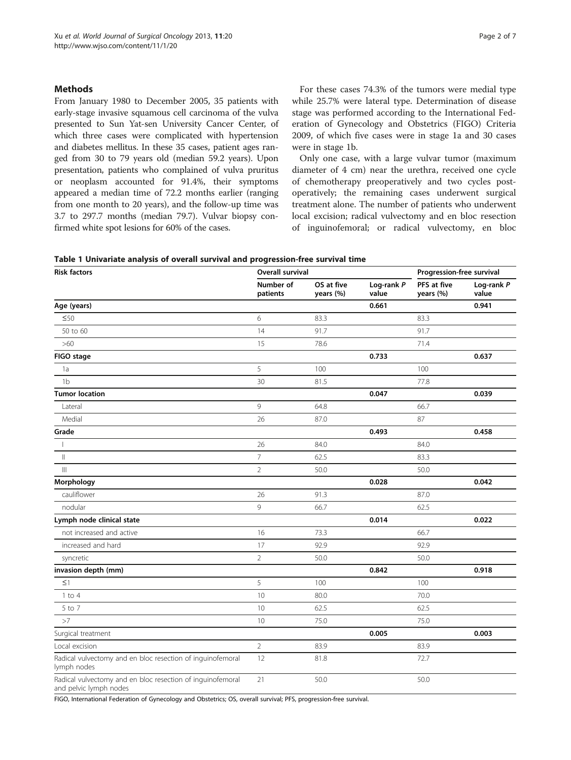## Methods

From January 1980 to December 2005, 35 patients with early-stage invasive squamous cell carcinoma of the vulva presented to Sun Yat-sen University Cancer Center, of which three cases were complicated with hypertension and diabetes mellitus. In these 35 cases, patient ages ranged from 30 to 79 years old (median 59.2 years). Upon presentation, patients who complained of vulva pruritus or neoplasm accounted for 91.4%, their symptoms appeared a median time of 72.2 months earlier (ranging from one month to 20 years), and the follow-up time was 3.7 to 297.7 months (median 79.7). Vulvar biopsy confirmed white spot lesions for 60% of the cases.

For these cases 74.3% of the tumors were medial type while 25.7% were lateral type. Determination of disease stage was performed according to the International Federation of Gynecology and Obstetrics (FIGO) Criteria 2009, of which five cases were in stage 1a and 30 cases were in stage 1b.

Only one case, with a large vulvar tumor (maximum diameter of 4 cm) near the urethra, received one cycle of chemotherapy preoperatively and two cycles postoperatively; the remaining cases underwent surgical treatment alone. The number of patients who underwent local excision; radical vulvectomy and en bloc resection of inguinofemoral; or radical vulvectomy, en bloc

**Table 1 Univariate analysis of overall survival and progression-free survival time**

| Risk factors | Overall survival | | | Progression-free survival | |
|---|---|---|---|---|---|
| | Number of patients | OS at five years (%) | Log-rank *P* value | PFS at five years (%) | Log-rank *P* value |
| **Age (years)** | | | **0.661** | | **0.941** |
| ≤50 | 6 | 83.3 | | 83.3 | |
| 50 to 60 | 14 | 91.7 | | 91.7 | |
| >60 | 15 | 78.6 | | 71.4 | |
| **FIGO stage** | | | **0.733** | | **0.637** |
| 1a | 5 | 100 | | 100 | |
| 1b | 30 | 81.5 | | 77.8 | |
| **Tumor location** | | | **0.047** | | **0.039** |
| Lateral | 9 | 64.8 | | 66.7 | |
| Medial | 26 | 87.0 | | 87 | |
| **Grade** | | | **0.493** | | **0.458** |
| I | 26 | 84.0 | | 84.0 | |
| II | 7 | 62.5 | | 83.3 | |
| III | 2 | 50.0 | | 50.0 | |
| **Morphology** | | | **0.028** | | **0.042** |
| cauliflower | 26 | 91.3 | | 87.0 | |
| nodular | 9 | 66.7 | | 62.5 | |
| **Lymph node clinical state** | | | **0.014** | | **0.022** |
| not increased and active | 16 | 73.3 | | 66.7 | |
| increased and hard | 17 | 92.9 | | 92.9 | |
| syncretic | 2 | 50.0 | | 50.0 | |
| **invasion depth (mm)** | | | **0.842** | | **0.918** |
| ≤1 | 5 | 100 | | 100 | |
| 1 to 4 | 10 | 80.0 | | 70.0 | |
| 5 to 7 | 10 | 62.5 | | 62.5 | |
| >7 | 10 | 75.0 | | 75.0 | |
| Surgical treatment | | | **0.005** | | **0.003** |
| Local excision | 2 | 83.9 | | 83.9 | |
| Radical vulvectomy and en bloc resection of inguinofemoral lymph nodes | 12 | 81.8 | | 72.7 | |
| Radical vulvectomy and en bloc resection of inguinofemoral and pelvic lymph nodes | 21 | 50.0 | | 50.0 | |

FIGO, International Federation of Gynecology and Obstetrics; OS, overall survival; PFS, progression-free survival.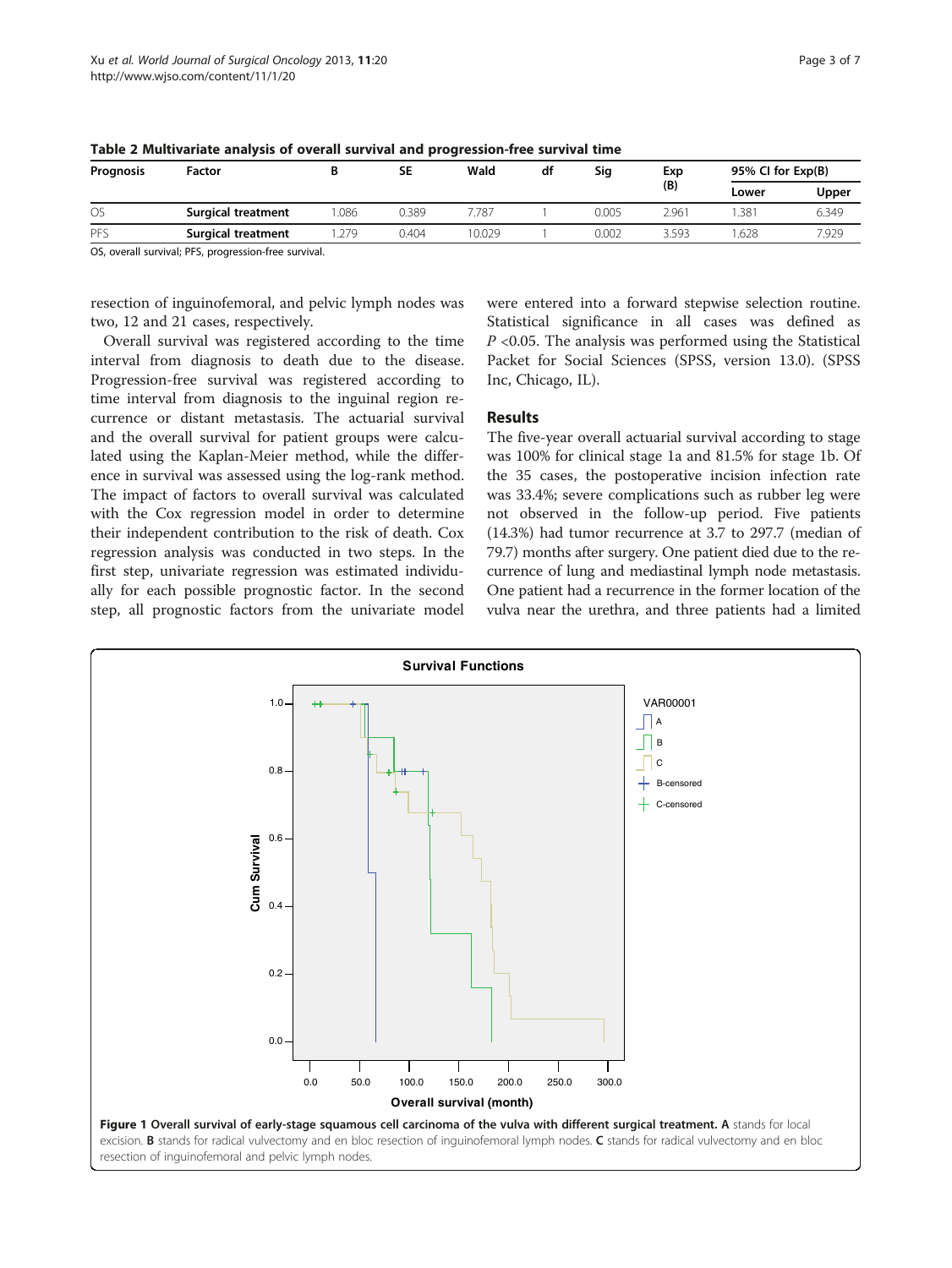**Table 2 Multivariate analysis of overall survival and progression-free survival time**

| Prognosis | Factor | B | SE | Wald | df | Sig | Exp (B) | 95% CI for Exp(B) | |
|---|---|---|---|---|---|---|---|---|---|
| | | | | | | | | Lower | Upper |
| OS | **Surgical treatment** | 1.086 | 0.389 | 7.787 | 1 | 0.005 | 2.961 | 1.381 | 6.349 |
| PFS | **Surgical treatment** | 1.279 | 0.404 | 10.029 | 1 | 0.002 | 3.593 | 1.628 | 7.929 |

OS, overall survival; PFS, progression-free survival.

resection of inguinofemoral, and pelvic lymph nodes was two, 12 and 21 cases, respectively.

Overall survival was registered according to the time interval from diagnosis to death due to the disease. Progression-free survival was registered according to time interval from diagnosis to the inguinal region recurrence or distant metastasis. The actuarial survival and the overall survival for patient groups were calculated using the Kaplan-Meier method, while the difference in survival was assessed using the log-rank method. The impact of factors to overall survival was calculated with the Cox regression model in order to determine their independent contribution to the risk of death. Cox regression analysis was conducted in two steps. In the first step, univariate regression was estimated individually for each possible prognostic factor. In the second step, all prognostic factors from the univariate model were entered into a forward stepwise selection routine. Statistical significance in all cases was defined as $P$ <0.05. The analysis was performed using the Statistical Packet for Social Sciences (SPSS, version 13.0). (SPSS Inc, Chicago, IL).

## Results

The five-year overall actuarial survival according to stage was 100% for clinical stage 1a and 81.5% for stage 1b. Of the 35 cases, the postoperative incision infection rate was 33.4%; severe complications such as rubber leg were not observed in the follow-up period. Five patients (14.3%) had tumor recurrence at 3.7 to 297.7 (median of 79.7) months after surgery. One patient died due to the recurrence of lung and mediastinal lymph node metastasis. One patient had a recurrence in the former location of the vulva near the urethra, and three patients had a limited

**Figure 1 Overall survival of early-stage squamous cell carcinoma of the vulva with different surgical treatment. A** stands for local excision. **B** stands for radical vulvectomy and en bloc resection of inguinofemoral lymph nodes. **C** stands for radical vulvectomy and en bloc resection of inguinofemoral and pelvic lymph nodes.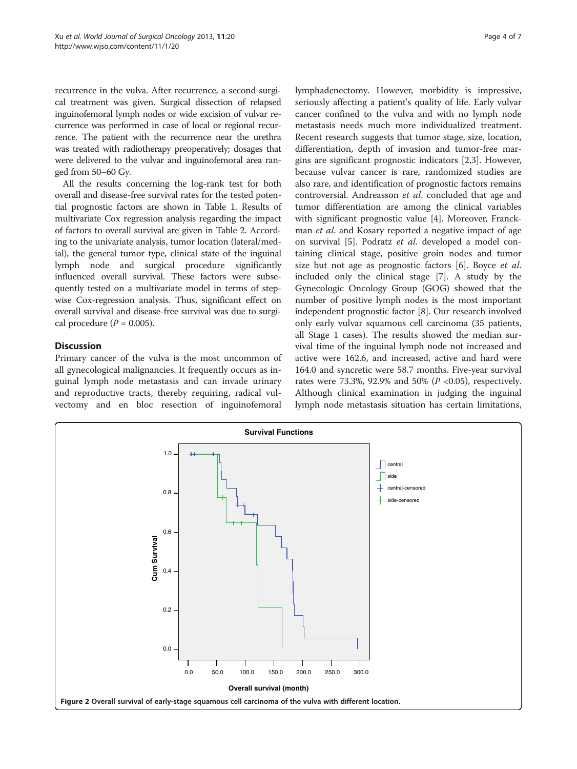recurrence in the vulva. After recurrence, a second surgical treatment was given. Surgical dissection of relapsed inguinofemoral lymph nodes or wide excision of vulvar recurrence was performed in case of local or regional recurrence. The patient with the recurrence near the urethra was treated with radiotherapy preoperatively; dosages that were delivered to the vulvar and inguinofemoral area ranged from 50–60 Gy.

All the results concerning the log-rank test for both overall and disease-free survival rates for the tested potential prognostic factors are shown in Table 1. Results of multivariate Cox regression analysis regarding the impact of factors to overall survival are given in Table 2. According to the univariate analysis, tumor location (lateral/medial), the general tumor type, clinical state of the inguinal lymph node and surgical procedure significantly influenced overall survival. These factors were subsequently tested on a multivariate model in terms of stepwise Cox-regression analysis. Thus, significant effect on overall survival and disease-free survival was due to surgical procedure ($P$ = 0.005).

## Discussion

Primary cancer of the vulva is the most uncommon of all gynecological malignancies. It frequently occurs as inguinal lymph node metastasis and can invade urinary and reproductive tracts, thereby requiring, radical vulvectomy and en bloc resection of inguinofemoral lymphadenectomy. However, morbidity is impressive, seriously affecting a patient's quality of life. Early vulvar cancer confined to the vulva and with no lymph node metastasis needs much more individualized treatment. Recent research suggests that tumor stage, size, location, differentiation, depth of invasion and tumor-free margins are significant prognostic indicators [2,3]. However, because vulvar cancer is rare, randomized studies are also rare, and identification of prognostic factors remains controversial. Andreasson *et al*. concluded that age and tumor differentiation are among the clinical variables with significant prognostic value [4]. Moreover, Franckman *et al*. and Kosary reported a negative impact of age on survival [5]. Podratz *et al*. developed a model containing clinical stage, positive groin nodes and tumor size but not age as prognostic factors [6]. Boyce *et al*. included only the clinical stage [7]. A study by the Gynecologic Oncology Group (GOG) showed that the number of positive lymph nodes is the most important independent prognostic factor [8]. Our research involved only early vulvar squamous cell carcinoma (35 patients, all Stage 1 cases). The results showed the median survival time of the inguinal lymph node not increased and active were 162.6, and increased, active and hard were 164.0 and syncretic were 58.7 months. Five-year survival rates were 73.3%, 92.9% and 50% ($P$ <0.05), respectively. Although clinical examination in judging the inguinal lymph node metastasis situation has certain limitations,

**Figure 2 Overall survival of early-stage squamous cell carcinoma of the vulva with different location.**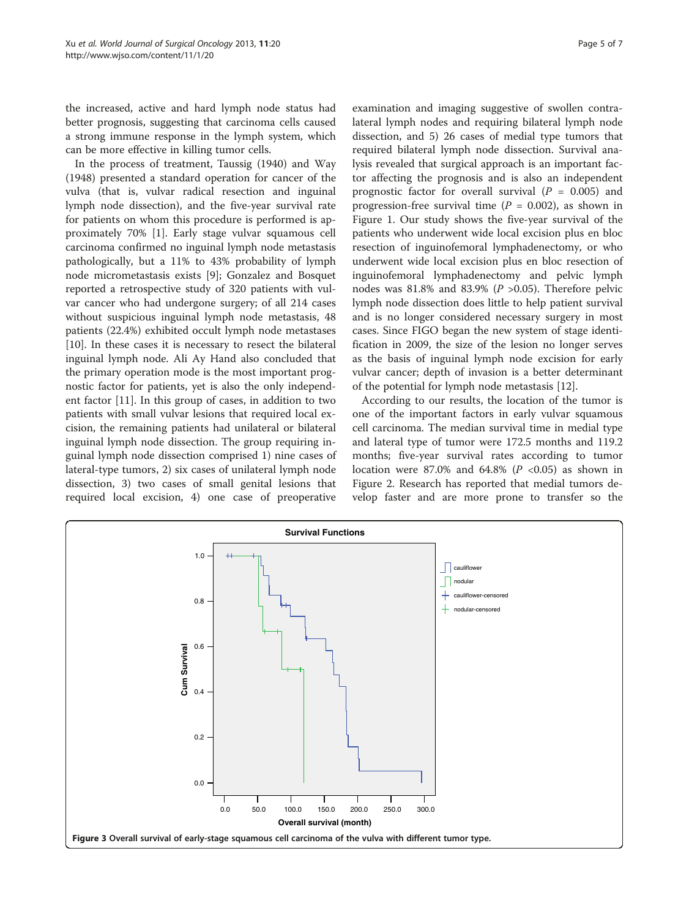the increased, active and hard lymph node status had better prognosis, suggesting that carcinoma cells caused a strong immune response in the lymph system, which can be more effective in killing tumor cells.

In the process of treatment, Taussig (1940) and Way (1948) presented a standard operation for cancer of the vulva (that is, vulvar radical resection and inguinal lymph node dissection), and the five-year survival rate for patients on whom this procedure is performed is approximately 70% [1]. Early stage vulvar squamous cell carcinoma confirmed no inguinal lymph node metastasis pathologically, but a 11% to 43% probability of lymph node micrometastasis exists [9]; Gonzalez and Bosquet reported a retrospective study of 320 patients with vulvar cancer who had undergone surgery; of all 214 cases without suspicious inguinal lymph node metastasis, 48 patients (22.4%) exhibited occult lymph node metastases [10]. In these cases it is necessary to resect the bilateral inguinal lymph node. Ali Ay Hand also concluded that the primary operation mode is the most important prognostic factor for patients, yet is also the only independent factor [11]. In this group of cases, in addition to two patients with small vulvar lesions that required local excision, the remaining patients had unilateral or bilateral inguinal lymph node dissection. The group requiring inguinal lymph node dissection comprised 1) nine cases of lateral-type tumors, 2) six cases of unilateral lymph node dissection, 3) two cases of small genital lesions that required local excision, 4) one case of preoperative examination and imaging suggestive of swollen contralateral lymph nodes and requiring bilateral lymph node dissection, and 5) 26 cases of medial type tumors that required bilateral lymph node dissection. Survival analysis revealed that surgical approach is an important factor affecting the prognosis and is also an independent prognostic factor for overall survival ($P$ = 0.005) and progression-free survival time ($P$ = 0.002), as shown in Figure 1. Our study shows the five-year survival of the patients who underwent wide local excision plus en bloc resection of inguinofemoral lymphadenectomy, or who underwent wide local excision plus en bloc resection of inguinofemoral lymphadenectomy and pelvic lymph nodes was 81.8% and 83.9% ($P$ >0.05). Therefore pelvic lymph node dissection does little to help patient survival and is no longer considered necessary surgery in most cases. Since FIGO began the new system of stage identification in 2009, the size of the lesion no longer serves as the basis of inguinal lymph node excision for early vulvar cancer; depth of invasion is a better determinant of the potential for lymph node metastasis [12].

According to our results, the location of the tumor is one of the important factors in early vulvar squamous cell carcinoma. The median survival time in medial type and lateral type of tumor were 172.5 months and 119.2 months; five-year survival rates according to tumor location were 87.0% and 64.8% ($P$ <0.05) as shown in Figure 2. Research has reported that medial tumors develop faster and are more prone to transfer so the

**Figure 3** Overall survival of early-stage squamous cell carcinoma of the vulva with different tumor type.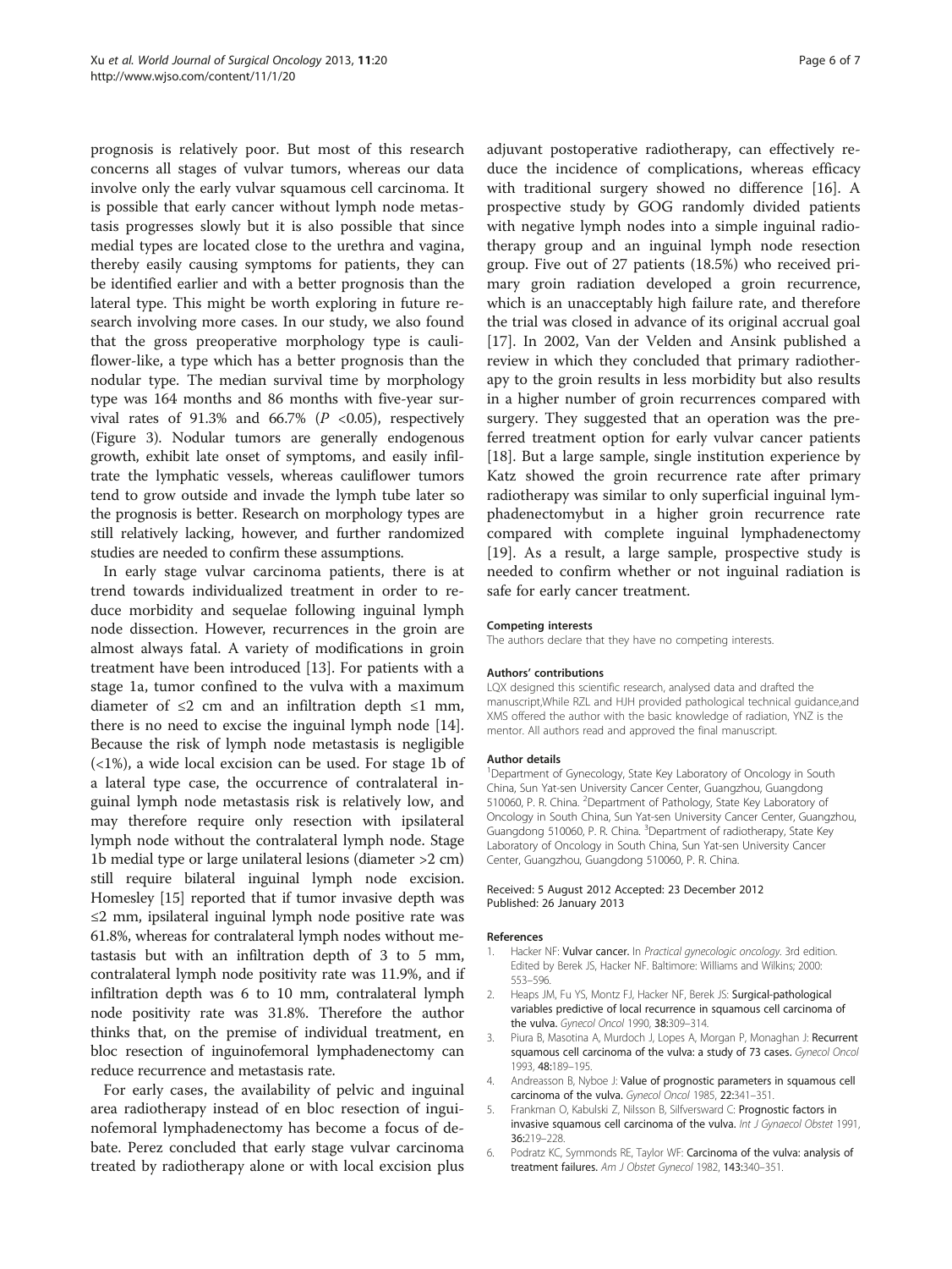prognosis is relatively poor. But most of this research concerns all stages of vulvar tumors, whereas our data involve only the early vulvar squamous cell carcinoma. It is possible that early cancer without lymph node metastasis progresses slowly but it is also possible that since medial types are located close to the urethra and vagina, thereby easily causing symptoms for patients, they can be identified earlier and with a better prognosis than the lateral type. This might be worth exploring in future research involving more cases. In our study, we also found that the gross preoperative morphology type is cauliflower-like, a type which has a better prognosis than the nodular type. The median survival time by morphology type was 164 months and 86 months with five-year survival rates of 91.3% and 66.7% ($P$ <0.05), respectively (Figure 3). Nodular tumors are generally endogenous growth, exhibit late onset of symptoms, and easily infiltrate the lymphatic vessels, whereas cauliflower tumors tend to grow outside and invade the lymph tube later so the prognosis is better. Research on morphology types are still relatively lacking, however, and further randomized studies are needed to confirm these assumptions.

In early stage vulvar carcinoma patients, there is at trend towards individualized treatment in order to reduce morbidity and sequelae following inguinal lymph node dissection. However, recurrences in the groin are almost always fatal. A variety of modifications in groin treatment have been introduced [13]. For patients with a stage 1a, tumor confined to the vulva with a maximum diameter of ≤2 cm and an infiltration depth ≤1 mm, there is no need to excise the inguinal lymph node [14]. Because the risk of lymph node metastasis is negligible (<1%), a wide local excision can be used. For stage 1b of a lateral type case, the occurrence of contralateral inguinal lymph node metastasis risk is relatively low, and may therefore require only resection with ipsilateral lymph node without the contralateral lymph node. Stage 1b medial type or large unilateral lesions (diameter >2 cm) still require bilateral inguinal lymph node excision. Homesley [15] reported that if tumor invasive depth was ≤2 mm, ipsilateral inguinal lymph node positive rate was 61.8%, whereas for contralateral lymph nodes without metastasis but with an infiltration depth of 3 to 5 mm, contralateral lymph node positivity rate was 11.9%, and if infiltration depth was 6 to 10 mm, contralateral lymph node positivity rate was 31.8%. Therefore the author thinks that, on the premise of individual treatment, en bloc resection of inguinofemoral lymphadenectomy can reduce recurrence and metastasis rate.

For early cases, the availability of pelvic and inguinal area radiotherapy instead of en bloc resection of inguinofemoral lymphadenectomy has become a focus of debate. Perez concluded that early stage vulvar carcinoma treated by radiotherapy alone or with local excision plus adjuvant postoperative radiotherapy, can effectively reduce the incidence of complications, whereas efficacy with traditional surgery showed no difference [16]. A prospective study by GOG randomly divided patients with negative lymph nodes into a simple inguinal radiotherapy group and an inguinal lymph node resection group. Five out of 27 patients (18.5%) who received primary groin radiation developed a groin recurrence, which is an unacceptably high failure rate, and therefore the trial was closed in advance of its original accrual goal [17]. In 2002, Van der Velden and Ansink published a review in which they concluded that primary radiotherapy to the groin results in less morbidity but also results in a higher number of groin recurrences compared with surgery. They suggested that an operation was the preferred treatment option for early vulvar cancer patients [18]. But a large sample, single institution experience by Katz showed the groin recurrence rate after primary radiotherapy was similar to only superficial inguinal lymphadenectomybut in a higher groin recurrence rate compared with complete inguinal lymphadenectomy [19]. As a result, a large sample, prospective study is needed to confirm whether or not inguinal radiation is safe for early cancer treatment.

#### Competing interests

The authors declare that they have no competing interests.

#### Authors' contributions

LQX designed this scientific research, analysed data and drafted the manuscript,While RZL and HJH provided pathological technical guidance,and XMS offered the author with the basic knowledge of radiation, YNZ is the mentor. All authors read and approved the final manuscript.

#### Author details

[1]Department of Gynecology, State Key Laboratory of Oncology in South China, Sun Yat-sen University Cancer Center, Guangzhou, Guangdong 510060, P. R. China. [2]Department of Pathology, State Key Laboratory of Oncology in South China, Sun Yat-sen University Cancer Center, Guangzhou, Guangdong 510060, P. R. China. [3]Department of radiotherapy, State Key Laboratory of Oncology in South China, Sun Yat-sen University Cancer Center, Guangzhou, Guangdong 510060, P. R. China.

Received: 5 August 2012 Accepted: 23 December 2012
Published: 26 January 2013

#### References

1. Hacker NF: **Vulvar cancer.** In *Practical gynecologic oncology*. 3rd edition. Edited by Berek JS, Hacker NF. Baltimore: Williams and Wilkins; 2000: 553–596.
2. Heaps JM, Fu YS, Montz FJ, Hacker NF, Berek JS: **Surgical-pathological variables predictive of local recurrence in squamous cell carcinoma of the vulva.** *Gynecol Oncol* 1990, **38:**309–314.
3. Piura B, Masotina A, Murdoch J, Lopes A, Morgan P, Monaghan J: **Recurrent squamous cell carcinoma of the vulva: a study of 73 cases.** *Gynecol Oncol* 1993, **48:**189–195.
4. Andreasson B, Nyboe J: **Value of prognostic parameters in squamous cell carcinoma of the vulva.** *Gynecol Oncol* 1985, **22:**341–351.
5. Frankman O, Kabulski Z, Nilsson B, Silfversward C: **Prognostic factors in invasive squamous cell carcinoma of the vulva.** *Int J Gynaecol Obstet* 1991, **36:**219–228.
6. Podratz KC, Symmonds RE, Taylor WF: **Carcinoma of the vulva: analysis of treatment failures.** *Am J Obstet Gynecol* 1982, **143:**340–351.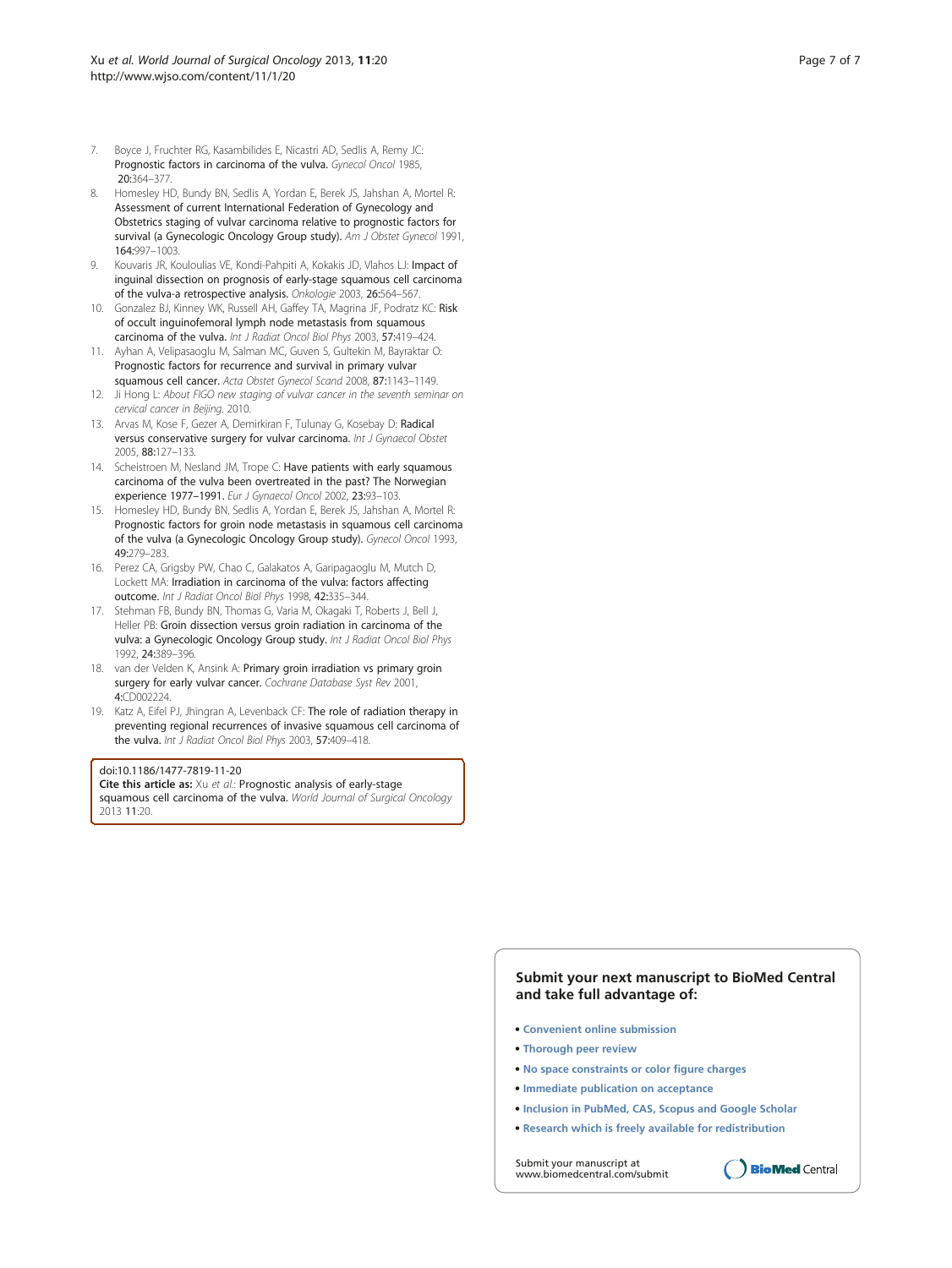7. Boyce J, Fruchter RG, Kasambilides E, Nicastri AD, Sedlis A, Remy JC: **Prognostic factors in carcinoma of the vulva.** *Gynecol Oncol* 1985, **20:**364–377.
8. Homesley HD, Bundy BN, Sedlis A, Yordan E, Berek JS, Jahshan A, Mortel R: **Assessment of current International Federation of Gynecology and Obstetrics staging of vulvar carcinoma relative to prognostic factors for survival (a Gynecologic Oncology Group study).** *Am J Obstet Gynecol* 1991, **164:**997–1003.
9. Kouvaris JR, Kouloulias VE, Kondi-Pahpiti A, Kokakis JD, Vlahos LJ: **Impact of inguinal dissection on prognosis of early-stage squamous cell carcinoma of the vulva-a retrospective analysis.** *Onkologie* 2003, **26:**564–567.
10. Gonzalez BJ, Kinney WK, Russell AH, Gaffey TA, Magrina JF, Podratz KC: **Risk of occult inguinofemoral lymph node metastasis from squamous carcinoma of the vulva.** *Int J Radiat Oncol Biol Phys* 2003, **57:**419–424.
11. Ayhan A, Velipasaoglu M, Salman MC, Guven S, Gultekin M, Bayraktar O: **Prognostic factors for recurrence and survival in primary vulvar squamous cell cancer.** *Acta Obstet Gynecol Scand* 2008, **87:**1143–1149.
12. Ji Hong L: *About FIGO new staging of vulvar cancer in the seventh seminar on cervical cancer in Beijing*. 2010.
13. Arvas M, Kose F, Gezer A, Demirkiran F, Tulunay G, Kosebay D: **Radical versus conservative surgery for vulvar carcinoma.** *Int J Gynaecol Obstet* 2005, **88:**127–133.
14. Scheistroen M, Nesland JM, Trope C: **Have patients with early squamous carcinoma of the vulva been overtreated in the past? The Norwegian experience 1977–1991.** *Eur J Gynaecol Oncol* 2002, **23:**93–103.
15. Homesley HD, Bundy BN, Sedlis A, Yordan E, Berek JS, Jahshan A, Mortel R: **Prognostic factors for groin node metastasis in squamous cell carcinoma of the vulva (a Gynecologic Oncology Group study).** *Gynecol Oncol* 1993, **49:**279–283.
16. Perez CA, Grigsby PW, Chao C, Galakatos A, Garipagaoglu M, Mutch D, Lockett MA: **Irradiation in carcinoma of the vulva: factors affecting outcome.** *Int J Radiat Oncol Biol Phys* 1998, **42:**335–344.
17. Stehman FB, Bundy BN, Thomas G, Varia M, Okagaki T, Roberts J, Bell J, Heller PB: **Groin dissection versus groin radiation in carcinoma of the vulva: a Gynecologic Oncology Group study.** *Int J Radiat Oncol Biol Phys* 1992, **24:**389–396.
18. van der Velden K, Ansink A: **Primary groin irradiation vs primary groin surgery for early vulvar cancer.** *Cochrane Database Syst Rev* 2001, **4:**CD002224.
19. Katz A, Eifel PJ, Jhingran A, Levenback CF: **The role of radiation therapy in preventing regional recurrences of invasive squamous cell carcinoma of the vulva.** *Int J Radiat Oncol Biol Phys* 2003, **57:**409–418.

doi:10.1186/1477-7819-11-20
**Cite this article as:** Xu *et al.*: Prognostic analysis of early-stage squamous cell carcinoma of the vulva. *World Journal of Surgical Oncology* 2013 **11**:20.

**Submit your next manuscript to BioMed Central and take full advantage of:**

- **Convenient online submission**
- **Thorough peer review**
- **No space constraints or color figure charges**
- **Immediate publication on acceptance**
- **Inclusion in PubMed, CAS, Scopus and Google Scholar**
- **Research which is freely available for redistribution**

Submit your manuscript at
www.biomedcentral.com/submit

BioMed Central